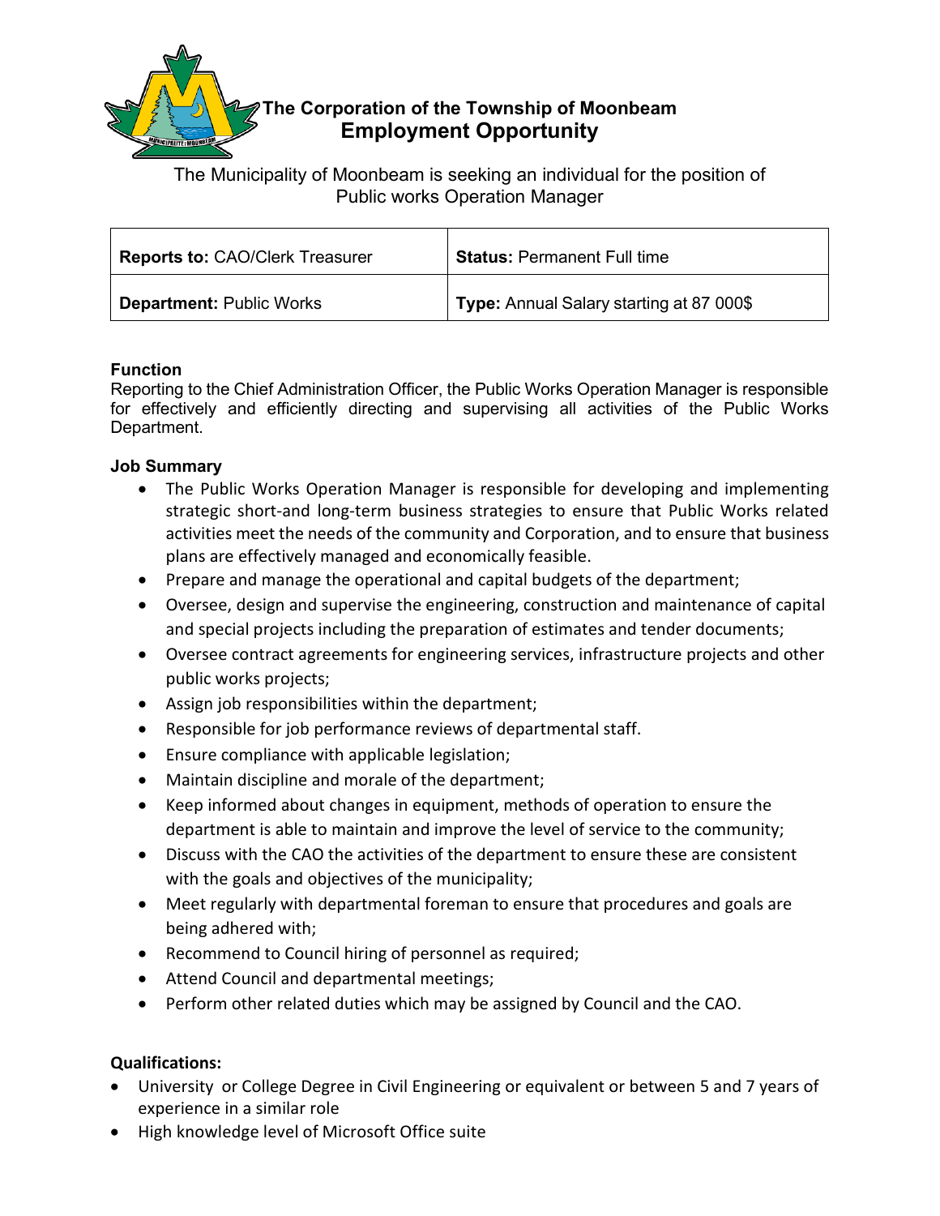# The Corporation of the Township of Moonbeam

## Employment Opportunity

The Municipality of Moonbeam is seeking an individual for the position of Public works Operation Manager

| **Reports to:** CAO/Clerk Treasurer | **Status:** Permanent Full time |
|---|---|
| **Department:** Public Works | **Type:** Annual Salary starting at 87 000$ |

### Function

Reporting to the Chief Administration Officer, the Public Works Operation Manager is responsible for effectively and efficiently directing and supervising all activities of the Public Works Department.

### Job Summary

- The Public Works Operation Manager is responsible for developing and implementing strategic short-and long-term business strategies to ensure that Public Works related activities meet the needs of the community and Corporation, and to ensure that business plans are effectively managed and economically feasible.
- Prepare and manage the operational and capital budgets of the department;
- Oversee, design and supervise the engineering, construction and maintenance of capital and special projects including the preparation of estimates and tender documents;
- Oversee contract agreements for engineering services, infrastructure projects and other public works projects;
- Assign job responsibilities within the department;
- Responsible for job performance reviews of departmental staff.
- Ensure compliance with applicable legislation;
- Maintain discipline and morale of the department;
- Keep informed about changes in equipment, methods of operation to ensure the department is able to maintain and improve the level of service to the community;
- Discuss with the CAO the activities of the department to ensure these are consistent with the goals and objectives of the municipality;
- Meet regularly with departmental foreman to ensure that procedures and goals are being adhered with;
- Recommend to Council hiring of personnel as required;
- Attend Council and departmental meetings;
- Perform other related duties which may be assigned by Council and the CAO.

### Qualifications:

- University or College Degree in Civil Engineering or equivalent or between 5 and 7 years of experience in a similar role
- High knowledge level of Microsoft Office suite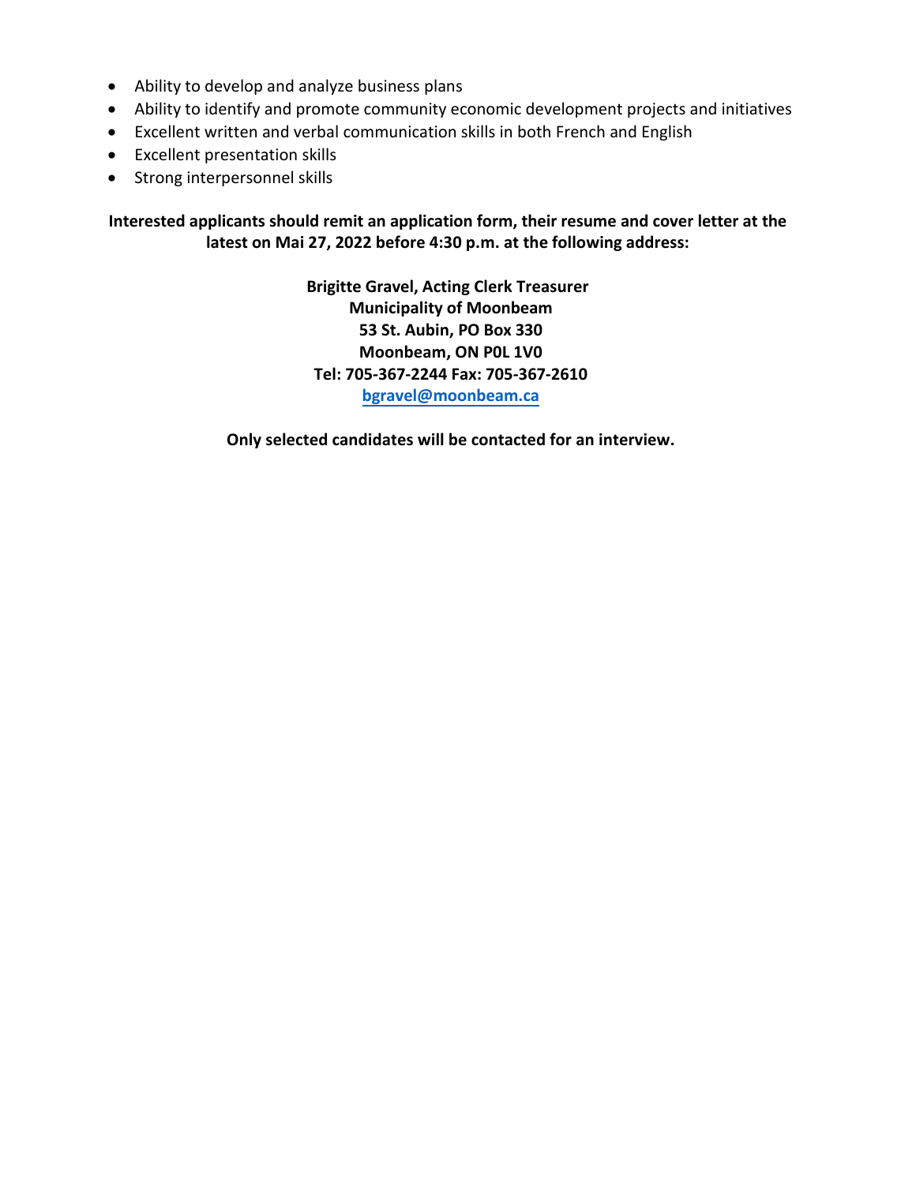- Ability to develop and analyze business plans
- Ability to identify and promote community economic development projects and initiatives
- Excellent written and verbal communication skills in both French and English
- Excellent presentation skills
- Strong interpersonnel skills

**Interested applicants should remit an application form, their resume and cover letter at the latest on Mai 27, 2022 before 4:30 p.m. at the following address:**

**Brigitte Gravel, Acting Clerk Treasurer**
**Municipality of Moonbeam**
**53 St. Aubin, PO Box 330**
**Moonbeam, ON P0L 1V0**
**Tel: 705-367-2244 Fax: 705-367-2610**
**bgravel@moonbeam.ca**

**Only selected candidates will be contacted for an interview.**